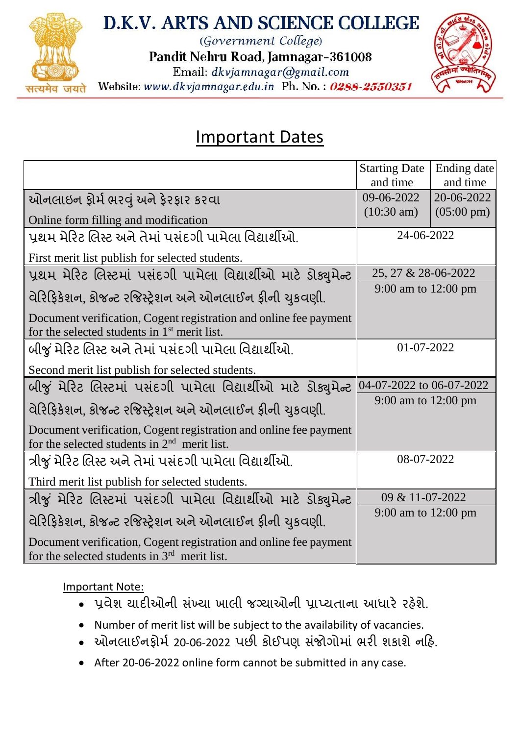# D.K.V. ARTS AND SCIENCE COLLEGE

(Government College)

Pandit Nehru Road, Jamnagar-361008

Email: dkvjamnagar@gmail.com

Website: www.dkvjamnagar.edu.in Ph. No. : 0288-2550351

## Important Dates

| | Starting Date and time | Ending date and time |
|---|---|---|
| ઓનલાઇન ફોર્મ ભરવું અને ફેરફાર કરવા<br>Online form filling and modification | 09-06-2022 (10:30 am) | 20-06-2022 (05:00 pm) |
| પ્રથમ મેરિટ લિસ્ટ અને તેમાં પસંદગી પામેલા વિદ્યાર્થીઓ.<br>First merit list publish for selected students. | 24-06-2022 | |
| પ્રથમ મેરિટ લિસ્ટમાં પસંદગી પામેલા વિદ્યાર્થીઓ માટે ડોક્યુમેન્ટ વેરિફિકેશન, કોજન્ટ રજિસ્ટ્રેશન અને ઓનલાઈન ફીની ચુકવણી.<br>Document verification, Cogent registration and online fee payment for the selected students in 1st merit list. | 25, 27 & 28-06-2022<br>9:00 am to 12:00 pm | |
| બીજું મેરિટ લિસ્ટ અને તેમાં પસંદગી પામેલા વિદ્યાર્થીઓ.<br>Second merit list publish for selected students. | 01-07-2022 | |
| બીજું મેરિટ લિસ્ટમાં પસંદગી પામેલા વિદ્યાર્થીઓ માટે ડોક્યુમેન્ટ વેરિફિકેશન, કોજન્ટ રજિસ્ટ્રેશન અને ઓનલાઈન ફીની ચુકવણી.<br>Document verification, Cogent registration and online fee payment for the selected students in 2nd merit list. | 04-07-2022 to 06-07-2022<br>9:00 am to 12:00 pm | |
| ત્રીજું મેરિટ લિસ્ટ અને તેમાં પસંદગી પામેલા વિદ્યાર્થીઓ.<br>Third merit list publish for selected students. | 08-07-2022 | |
| ત્રીજું મેરિટ લિસ્ટમાં પસંદગી પામેલા વિદ્યાર્થીઓ માટે ડોક્યુમેન્ટ વેરિફિકેશન, કોજન્ટ રજિસ્ટ્રેશન અને ઓનલાઈન ફીની ચુકવણી.<br>Document verification, Cogent registration and online fee payment for the selected students in 3rd merit list. | 09 & 11-07-2022<br>9:00 am to 12:00 pm | |

Important Note:

- પ્રવેશ યાદીઓની સંખ્યા ખાલી જગ્યાઓની પ્રાપ્યતાના આધારે રહેશે.
- Number of merit list will be subject to the availability of vacancies.
- ઓનલાઈનફોર્મ 20-06-2022 પછી કોઈપણ સંજોગોમાં ભરી શકાશે નહિ.
- After 20-06-2022 online form cannot be submitted in any case.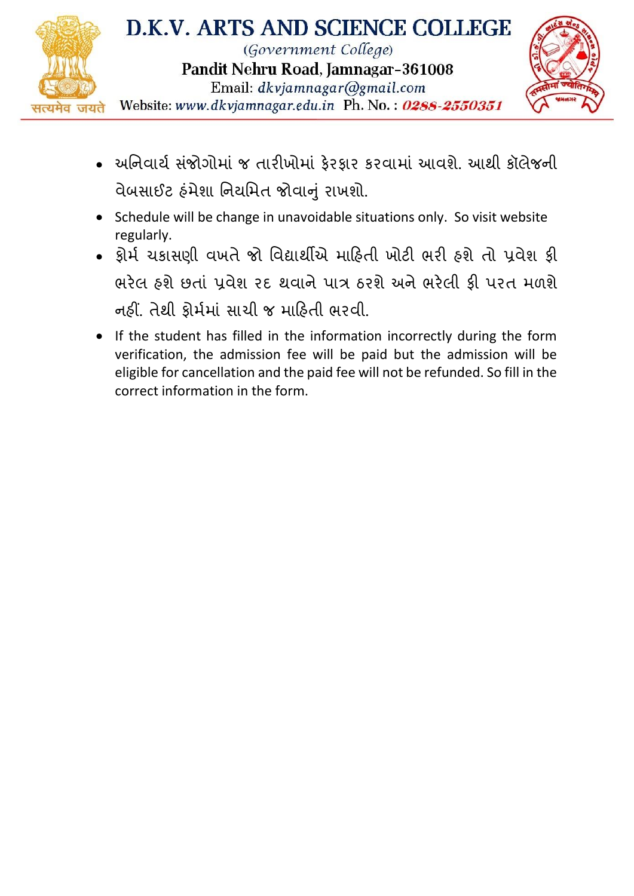# D.K.V. ARTS AND SCIENCE COLLEGE

(Government College)

Pandit Nehru Road, Jamnagar-361008

Email: dkvjamnagar@gmail.com

Website: www.dkvjamnagar.edu.in Ph. No. : 0288-2550351

- અનિવાર્ય સંજોગોમાં જ તારીખોમાં ફેરફાર કરવામાં આવશે. આથી કૉલેજની વેબસાઈટ હંમેશા નિયમિત જોવાનું રાખશો.
- Schedule will be change in unavoidable situations only. So visit website regularly.
- ફોર્મ ચકાસણી વખતે જો વિદ્યાર્થીએ માહિતી ખોટી ભરી હશે તો પ્રવેશ ફી ભરેલ હશે છતાં પ્રવેશ રદ થવાને પાત્ર ઠરશે અને ભરેલી ફી પરત મળશે નહીં. તેથી ફોર્મમાં સાચી જ માહિતી ભરવી.
- If the student has filled in the information incorrectly during the form verification, the admission fee will be paid but the admission will be eligible for cancellation and the paid fee will not be refunded. So fill in the correct information in the form.